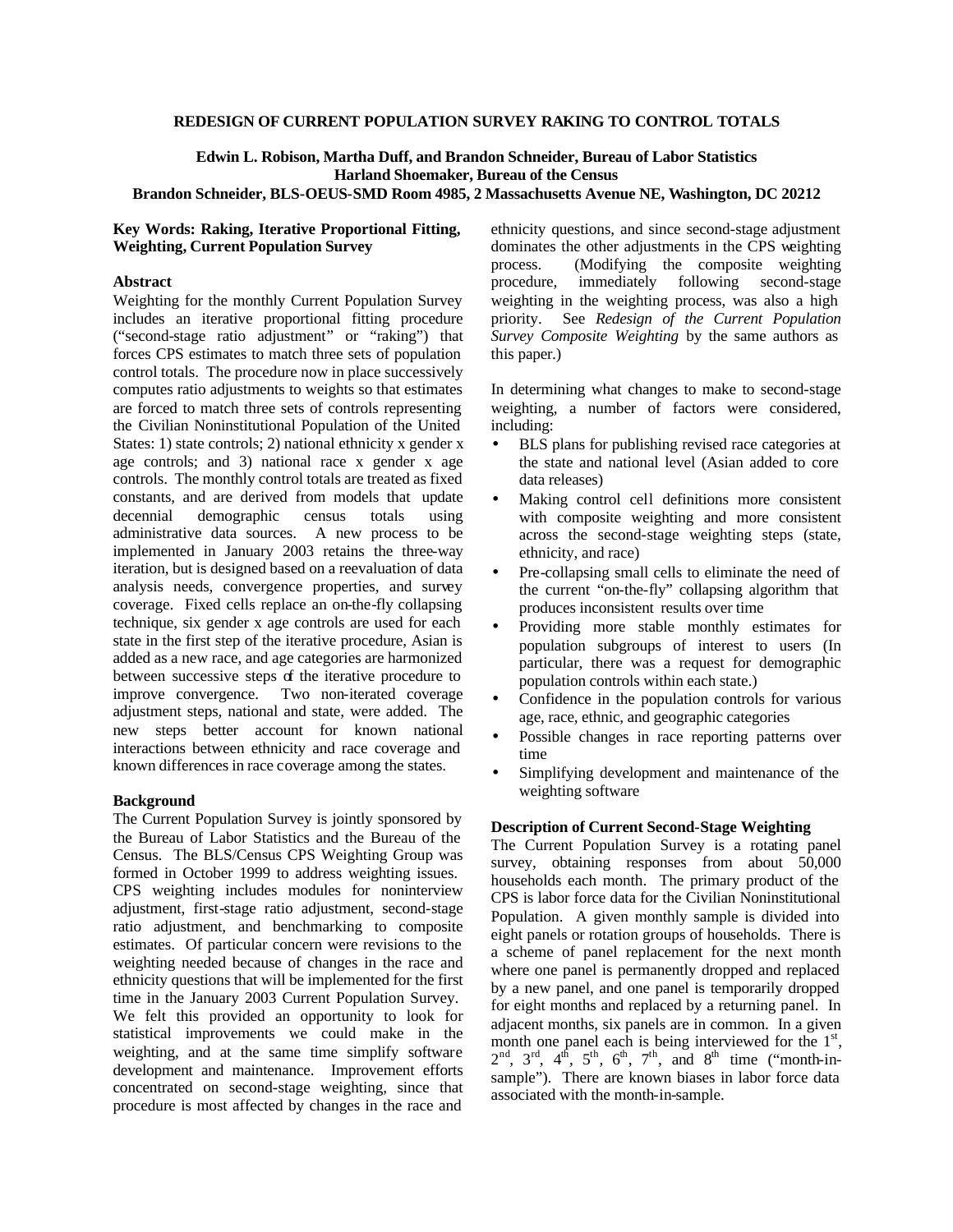# REDESIGN OF CURRENT POPULATION SURVEY RAKING TO CONTROL TOTALS

**Edwin L. Robison, Martha Duff, and Brandon Schneider, Bureau of Labor Statistics**
**Harland Shoemaker, Bureau of the Census**
**Brandon Schneider, BLS-OEUS-SMD Room 4985, 2 Massachusetts Avenue NE, Washington, DC 20212**

**Key Words: Raking, Iterative Proportional Fitting, Weighting, Current Population Survey**

## Abstract

Weighting for the monthly Current Population Survey includes an iterative proportional fitting procedure ("second-stage ratio adjustment" or "raking") that forces CPS estimates to match three sets of population control totals. The procedure now in place successively computes ratio adjustments to weights so that estimates are forced to match three sets of controls representing the Civilian Noninstitutional Population of the United States: 1) state controls; 2) national ethnicity x gender x age controls; and 3) national race x gender x age controls. The monthly control totals are treated as fixed constants, and are derived from models that update decennial demographic census totals using administrative data sources. A new process to be implemented in January 2003 retains the three-way iteration, but is designed based on a reevaluation of data analysis needs, convergence properties, and survey coverage. Fixed cells replace an on-the-fly collapsing technique, six gender x age controls are used for each state in the first step of the iterative procedure, Asian is added as a new race, and age categories are harmonized between successive steps of the iterative procedure to improve convergence. Two non-iterated coverage adjustment steps, national and state, were added. The new steps better account for known national interactions between ethnicity and race coverage and known differences in race coverage among the states.

## Background

The Current Population Survey is jointly sponsored by the Bureau of Labor Statistics and the Bureau of the Census. The BLS/Census CPS Weighting Group was formed in October 1999 to address weighting issues. CPS weighting includes modules for noninterview adjustment, first-stage ratio adjustment, second-stage ratio adjustment, and benchmarking to composite estimates. Of particular concern were revisions to the weighting needed because of changes in the race and ethnicity questions that will be implemented for the first time in the January 2003 Current Population Survey. We felt this provided an opportunity to look for statistical improvements we could make in the weighting, and at the same time simplify software development and maintenance. Improvement efforts concentrated on second-stage weighting, since that procedure is most affected by changes in the race and ethnicity questions, and since second-stage adjustment dominates the other adjustments in the CPS weighting process. (Modifying the composite weighting procedure, immediately following second-stage weighting in the weighting process, was also a high priority. See *Redesign of the Current Population Survey Composite Weighting* by the same authors as this paper.)

In determining what changes to make to second-stage weighting, a number of factors were considered, including:

- BLS plans for publishing revised race categories at the state and national level (Asian added to core data releases)
- Making control cell definitions more consistent with composite weighting and more consistent across the second-stage weighting steps (state, ethnicity, and race)
- Pre-collapsing small cells to eliminate the need of the current "on-the-fly" collapsing algorithm that produces inconsistent results over time
- Providing more stable monthly estimates for population subgroups of interest to users (In particular, there was a request for demographic population controls within each state.)
- Confidence in the population controls for various age, race, ethnic, and geographic categories
- Possible changes in race reporting patterns over time
- Simplifying development and maintenance of the weighting software

## Description of Current Second-Stage Weighting

The Current Population Survey is a rotating panel survey, obtaining responses from about 50,000 households each month. The primary product of the CPS is labor force data for the Civilian Noninstitutional Population. A given monthly sample is divided into eight panels or rotation groups of households. There is a scheme of panel replacement for the next month where one panel is permanently dropped and replaced by a new panel, and one panel is temporarily dropped for eight months and replaced by a returning panel. In adjacent months, six panels are in common. In a given month one panel each is being interviewed for the 1st, 2nd, 3rd, 4th, 5th, 6th, 7th, and 8th time ("month-in-sample"). There are known biases in labor force data associated with the month-in-sample.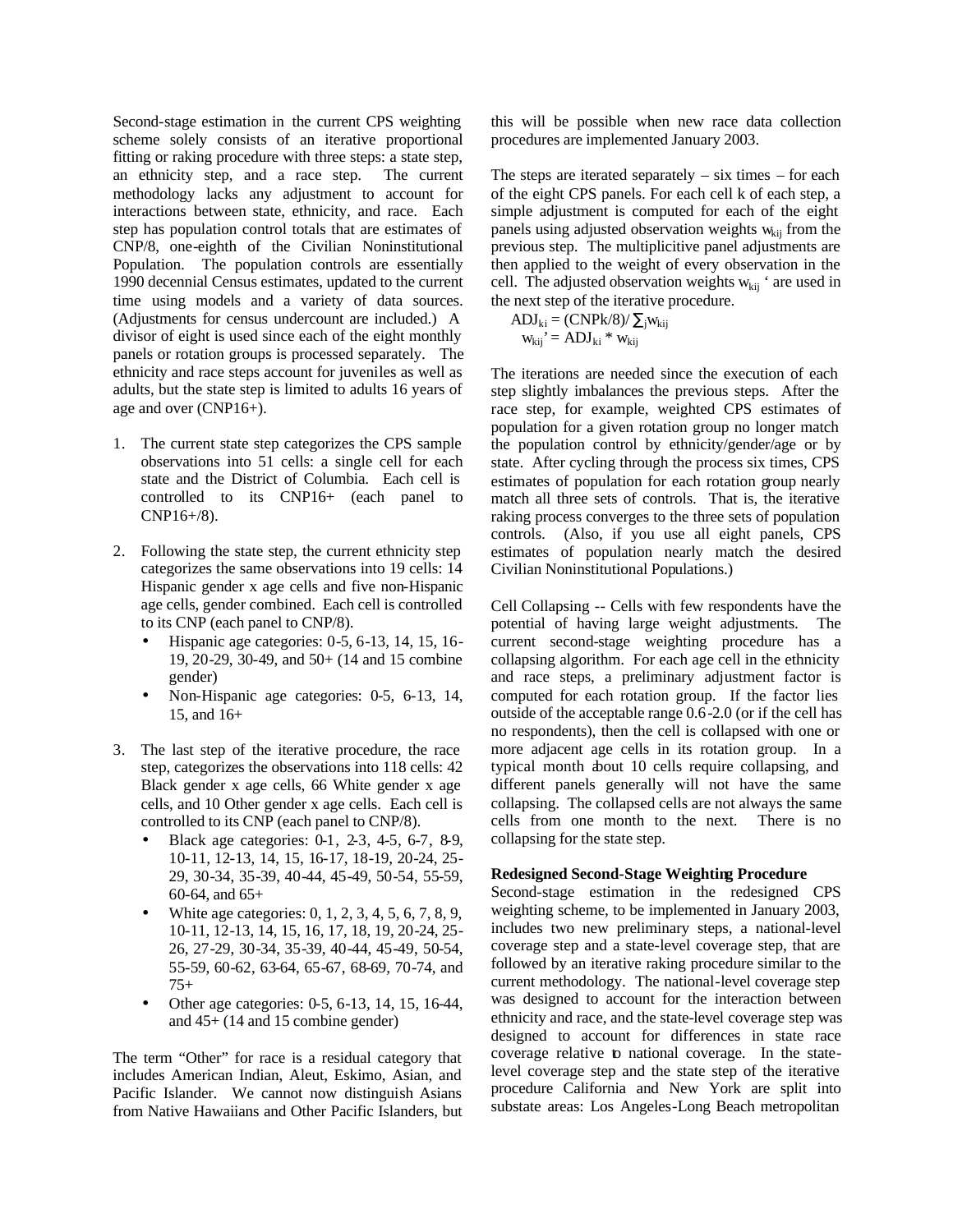Second-stage estimation in the current CPS weighting scheme solely consists of an iterative proportional fitting or raking procedure with three steps: a state step, an ethnicity step, and a race step. The current methodology lacks any adjustment to account for interactions between state, ethnicity, and race. Each step has population control totals that are estimates of CNP/8, one-eighth of the Civilian Noninstitutional Population. The population controls are essentially 1990 decennial Census estimates, updated to the current time using models and a variety of data sources. (Adjustments for census undercount are included.) A divisor of eight is used since each of the eight monthly panels or rotation groups is processed separately. The ethnicity and race steps account for juveniles as well as adults, but the state step is limited to adults 16 years of age and over (CNP16+).

1. The current state step categorizes the CPS sample observations into 51 cells: a single cell for each state and the District of Columbia. Each cell is controlled to its CNP16+ (each panel to CNP16+/8).

2. Following the state step, the current ethnicity step categorizes the same observations into 19 cells: 14 Hispanic gender x age cells and five non-Hispanic age cells, gender combined. Each cell is controlled to its CNP (each panel to CNP/8).
   - Hispanic age categories: 0-5, 6-13, 14, 15, 16-19, 20-29, 30-49, and 50+ (14 and 15 combine gender)
   - Non-Hispanic age categories: 0-5, 6-13, 14, 15, and 16+

3. The last step of the iterative procedure, the race step, categorizes the observations into 118 cells: 42 Black gender x age cells, 66 White gender x age cells, and 10 Other gender x age cells. Each cell is controlled to its CNP (each panel to CNP/8).
   - Black age categories: 0-1, 2-3, 4-5, 6-7, 8-9, 10-11, 12-13, 14, 15, 16-17, 18-19, 20-24, 25-29, 30-34, 35-39, 40-44, 45-49, 50-54, 55-59, 60-64, and 65+
   - White age categories: 0, 1, 2, 3, 4, 5, 6, 7, 8, 9, 10-11, 12-13, 14, 15, 16, 17, 18, 19, 20-24, 25-26, 27-29, 30-34, 35-39, 40-44, 45-49, 50-54, 55-59, 60-62, 63-64, 65-67, 68-69, 70-74, and 75+
   - Other age categories: 0-5, 6-13, 14, 15, 16-44, and 45+ (14 and 15 combine gender)

The term "Other" for race is a residual category that includes American Indian, Aleut, Eskimo, Asian, and Pacific Islander. We cannot now distinguish Asians from Native Hawaiians and Other Pacific Islanders, but this will be possible when new race data collection procedures are implemented January 2003.

The steps are iterated separately – six times – for each of the eight CPS panels. For each cell k of each step, a simple adjustment is computed for each of the eight panels using adjusted observation weights $w_{kij}$ from the previous step. The multiplicitive panel adjustments are then applied to the weight of every observation in the cell. The adjusted observation weights $w_{kij}$' are used in the next step of the iterative procedure.

$$ADJ_{ki} = (CNPk/8)/\sum_j w_{kij}$$
$$w_{kij}' = ADJ_{ki} * w_{kij}$$

The iterations are needed since the execution of each step slightly imbalances the previous steps. After the race step, for example, weighted CPS estimates of population for a given rotation group no longer match the population control by ethnicity/gender/age or by state. After cycling through the process six times, CPS estimates of population for each rotation group nearly match all three sets of controls. That is, the iterative raking process converges to the three sets of population controls. (Also, if you use all eight panels, CPS estimates of population nearly match the desired Civilian Noninstitutional Populations.)

Cell Collapsing -- Cells with few respondents have the potential of having large weight adjustments. The current second-stage weighting procedure has a collapsing algorithm. For each age cell in the ethnicity and race steps, a preliminary adjustment factor is computed for each rotation group. If the factor lies outside of the acceptable range 0.6-2.0 (or if the cell has no respondents), then the cell is collapsed with one or more adjacent age cells in its rotation group. In a typical month about 10 cells require collapsing, and different panels generally will not have the same collapsing. The collapsed cells are not always the same cells from one month to the next. There is no collapsing for the state step.

**Redesigned Second-Stage Weighting Procedure**

Second-stage estimation in the redesigned CPS weighting scheme, to be implemented in January 2003, includes two new preliminary steps, a national-level coverage step and a state-level coverage step, that are followed by an iterative raking procedure similar to the current methodology. The national-level coverage step was designed to account for the interaction between ethnicity and race, and the state-level coverage step was designed to account for differences in state race coverage relative to national coverage. In the state-level coverage step and the state step of the iterative procedure California and New York are split into substate areas: Los Angeles-Long Beach metropolitan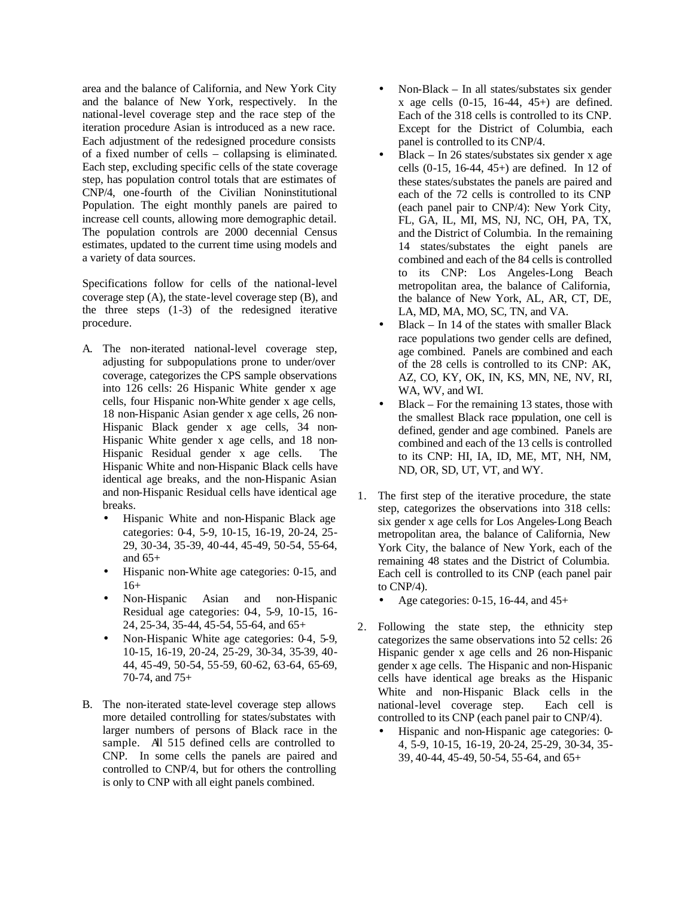area and the balance of California, and New York City and the balance of New York, respectively. In the national-level coverage step and the race step of the iteration procedure Asian is introduced as a new race. Each adjustment of the redesigned procedure consists of a fixed number of cells – collapsing is eliminated. Each step, excluding specific cells of the state coverage step, has population control totals that are estimates of CNP/4, one-fourth of the Civilian Noninstitutional Population. The eight monthly panels are paired to increase cell counts, allowing more demographic detail. The population controls are 2000 decennial Census estimates, updated to the current time using models and a variety of data sources.

Specifications follow for cells of the national-level coverage step (A), the state-level coverage step (B), and the three steps (1-3) of the redesigned iterative procedure.

A. The non-iterated national-level coverage step, adjusting for subpopulations prone to under/over coverage, categorizes the CPS sample observations into 126 cells: 26 Hispanic White gender x age cells, four Hispanic non-White gender x age cells, 18 non-Hispanic Asian gender x age cells, 26 non-Hispanic Black gender x age cells, 34 non-Hispanic White gender x age cells, and 18 non-Hispanic Residual gender x age cells. The Hispanic White and non-Hispanic Black cells have identical age breaks, and the non-Hispanic Asian and non-Hispanic Residual cells have identical age breaks.
   - Hispanic White and non-Hispanic Black age categories: 0-4, 5-9, 10-15, 16-19, 20-24, 25-29, 30-34, 35-39, 40-44, 45-49, 50-54, 55-64, and 65+
   - Hispanic non-White age categories: 0-15, and 16+
   - Non-Hispanic Asian and non-Hispanic Residual age categories: 0-4, 5-9, 10-15, 16-24, 25-34, 35-44, 45-54, 55-64, and 65+
   - Non-Hispanic White age categories: 0-4, 5-9, 10-15, 16-19, 20-24, 25-29, 30-34, 35-39, 40-44, 45-49, 50-54, 55-59, 60-62, 63-64, 65-69, 70-74, and 75+

B. The non-iterated state-level coverage step allows more detailed controlling for states/substates with larger numbers of persons of Black race in the sample. All 515 defined cells are controlled to CNP. In some cells the panels are paired and controlled to CNP/4, but for others the controlling is only to CNP with all eight panels combined.
   - Non-Black – In all states/substates six gender x age cells (0-15, 16-44, 45+) are defined. Each of the 318 cells is controlled to its CNP. Except for the District of Columbia, each panel is controlled to its CNP/4.
   - Black – In 26 states/substates six gender x age cells (0-15, 16-44, 45+) are defined. In 12 of these states/substates the panels are paired and each of the 72 cells is controlled to its CNP (each panel pair to CNP/4): New York City, FL, GA, IL, MI, MS, NJ, NC, OH, PA, TX, and the District of Columbia. In the remaining 14 states/substates the eight panels are combined and each of the 84 cells is controlled to its CNP: Los Angeles-Long Beach metropolitan area, the balance of California, the balance of New York, AL, AR, CT, DE, LA, MD, MA, MO, SC, TN, and VA.
   - Black – In 14 of the states with smaller Black race populations two gender cells are defined, age combined. Panels are combined and each of the 28 cells is controlled to its CNP: AK, AZ, CO, KY, OK, IN, KS, MN, NE, NV, RI, WA, WV, and WI.
   - Black – For the remaining 13 states, those with the smallest Black race population, one cell is defined, gender and age combined. Panels are combined and each of the 13 cells is controlled to its CNP: HI, IA, ID, ME, MT, NH, NM, ND, OR, SD, UT, VT, and WY.

1. The first step of the iterative procedure, the state step, categorizes the observations into 318 cells: six gender x age cells for Los Angeles-Long Beach metropolitan area, the balance of California, New York City, the balance of New York, each of the remaining 48 states and the District of Columbia. Each cell is controlled to its CNP (each panel pair to CNP/4).
   - Age categories: 0-15, 16-44, and 45+

2. Following the state step, the ethnicity step categorizes the same observations into 52 cells: 26 Hispanic gender x age cells and 26 non-Hispanic gender x age cells. The Hispanic and non-Hispanic cells have identical age breaks as the Hispanic White and non-Hispanic Black cells in the national-level coverage step. Each cell is controlled to its CNP (each panel pair to CNP/4).
   - Hispanic and non-Hispanic age categories: 0-4, 5-9, 10-15, 16-19, 20-24, 25-29, 30-34, 35-39, 40-44, 45-49, 50-54, 55-64, and 65+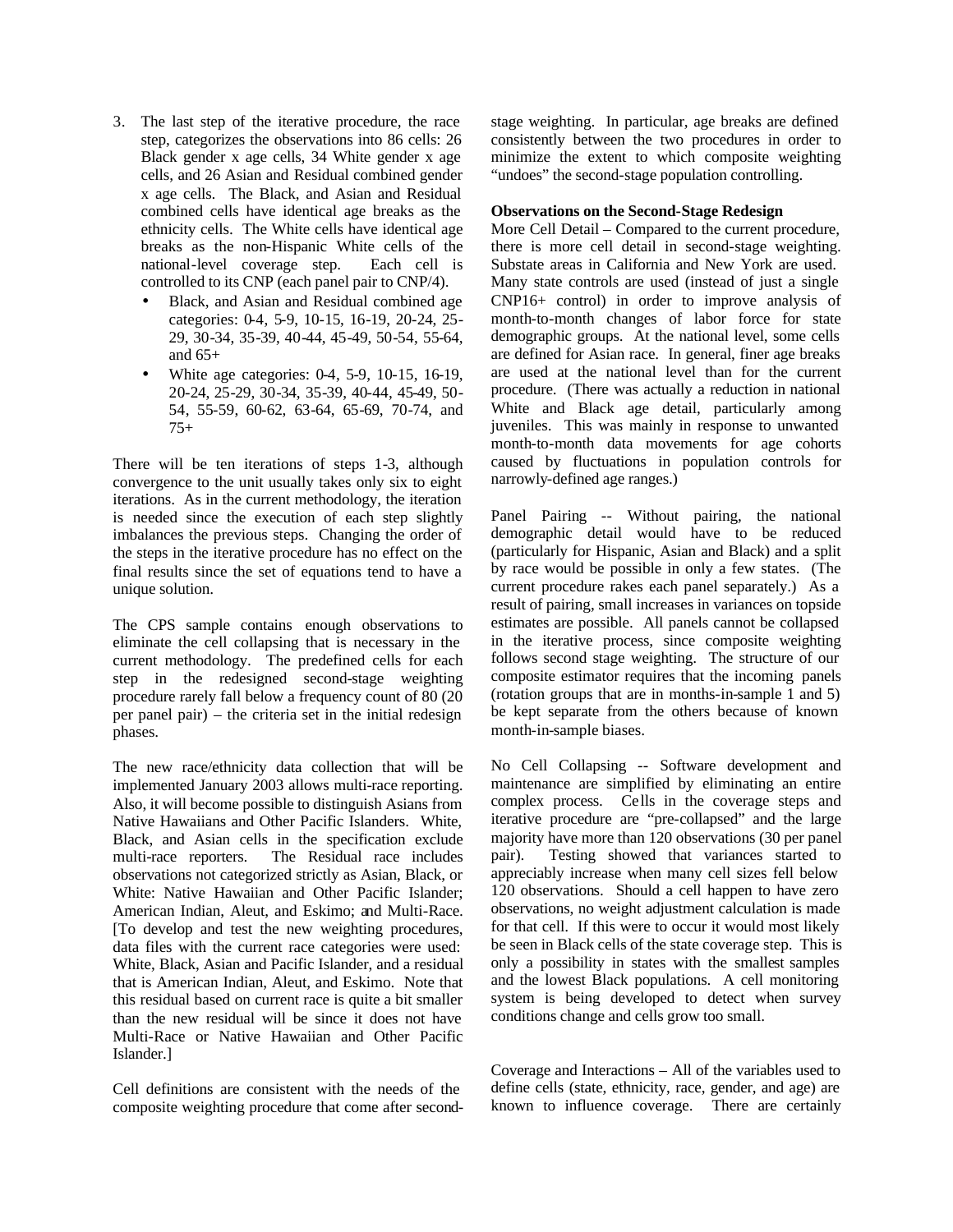3. The last step of the iterative procedure, the race step, categorizes the observations into 86 cells: 26 Black gender x age cells, 34 White gender x age cells, and 26 Asian and Residual combined gender x age cells. The Black, and Asian and Residual combined cells have identical age breaks as the ethnicity cells. The White cells have identical age breaks as the non-Hispanic White cells of the national-level coverage step. Each cell is controlled to its CNP (each panel pair to CNP/4).
   - Black, and Asian and Residual combined age categories: 0-4, 5-9, 10-15, 16-19, 20-24, 25-29, 30-34, 35-39, 40-44, 45-49, 50-54, 55-64, and 65+
   - White age categories: 0-4, 5-9, 10-15, 16-19, 20-24, 25-29, 30-34, 35-39, 40-44, 45-49, 50-54, 55-59, 60-62, 63-64, 65-69, 70-74, and 75+

There will be ten iterations of steps 1-3, although convergence to the unit usually takes only six to eight iterations. As in the current methodology, the iteration is needed since the execution of each step slightly imbalances the previous steps. Changing the order of the steps in the iterative procedure has no effect on the final results since the set of equations tend to have a unique solution.

The CPS sample contains enough observations to eliminate the cell collapsing that is necessary in the current methodology. The predefined cells for each step in the redesigned second-stage weighting procedure rarely fall below a frequency count of 80 (20 per panel pair) – the criteria set in the initial redesign phases.

The new race/ethnicity data collection that will be implemented January 2003 allows multi-race reporting. Also, it will become possible to distinguish Asians from Native Hawaiians and Other Pacific Islanders. White, Black, and Asian cells in the specification exclude multi-race reporters. The Residual race includes observations not categorized strictly as Asian, Black, or White: Native Hawaiian and Other Pacific Islander; American Indian, Aleut, and Eskimo; and Multi-Race. [To develop and test the new weighting procedures, data files with the current race categories were used: White, Black, Asian and Pacific Islander, and a residual that is American Indian, Aleut, and Eskimo. Note that this residual based on current race is quite a bit smaller than the new residual will be since it does not have Multi-Race or Native Hawaiian and Other Pacific Islander.]

Cell definitions are consistent with the needs of the composite weighting procedure that come after second-stage weighting. In particular, age breaks are defined consistently between the two procedures in order to minimize the extent to which composite weighting "undoes" the second-stage population controlling.

**Observations on the Second-Stage Redesign**

More Cell Detail – Compared to the current procedure, there is more cell detail in second-stage weighting. Substate areas in California and New York are used. Many state controls are used (instead of just a single CNP16+ control) in order to improve analysis of month-to-month changes of labor force for state demographic groups. At the national level, some cells are defined for Asian race. In general, finer age breaks are used at the national level than for the current procedure. (There was actually a reduction in national White and Black age detail, particularly among juveniles. This was mainly in response to unwanted month-to-month data movements for age cohorts caused by fluctuations in population controls for narrowly-defined age ranges.)

Panel Pairing -- Without pairing, the national demographic detail would have to be reduced (particularly for Hispanic, Asian and Black) and a split by race would be possible in only a few states. (The current procedure rakes each panel separately.) As a result of pairing, small increases in variances on topside estimates are possible. All panels cannot be collapsed in the iterative process, since composite weighting follows second stage weighting. The structure of our composite estimator requires that the incoming panels (rotation groups that are in months-in-sample 1 and 5) be kept separate from the others because of known month-in-sample biases.

No Cell Collapsing -- Software development and maintenance are simplified by eliminating an entire complex process. Cells in the coverage steps and iterative procedure are "pre-collapsed" and the large majority have more than 120 observations (30 per panel pair). Testing showed that variances started to appreciably increase when many cell sizes fell below 120 observations. Should a cell happen to have zero observations, no weight adjustment calculation is made for that cell. If this were to occur it would most likely be seen in Black cells of the state coverage step. This is only a possibility in states with the smallest samples and the lowest Black populations. A cell monitoring system is being developed to detect when survey conditions change and cells grow too small.

Coverage and Interactions – All of the variables used to define cells (state, ethnicity, race, gender, and age) are known to influence coverage. There are certainly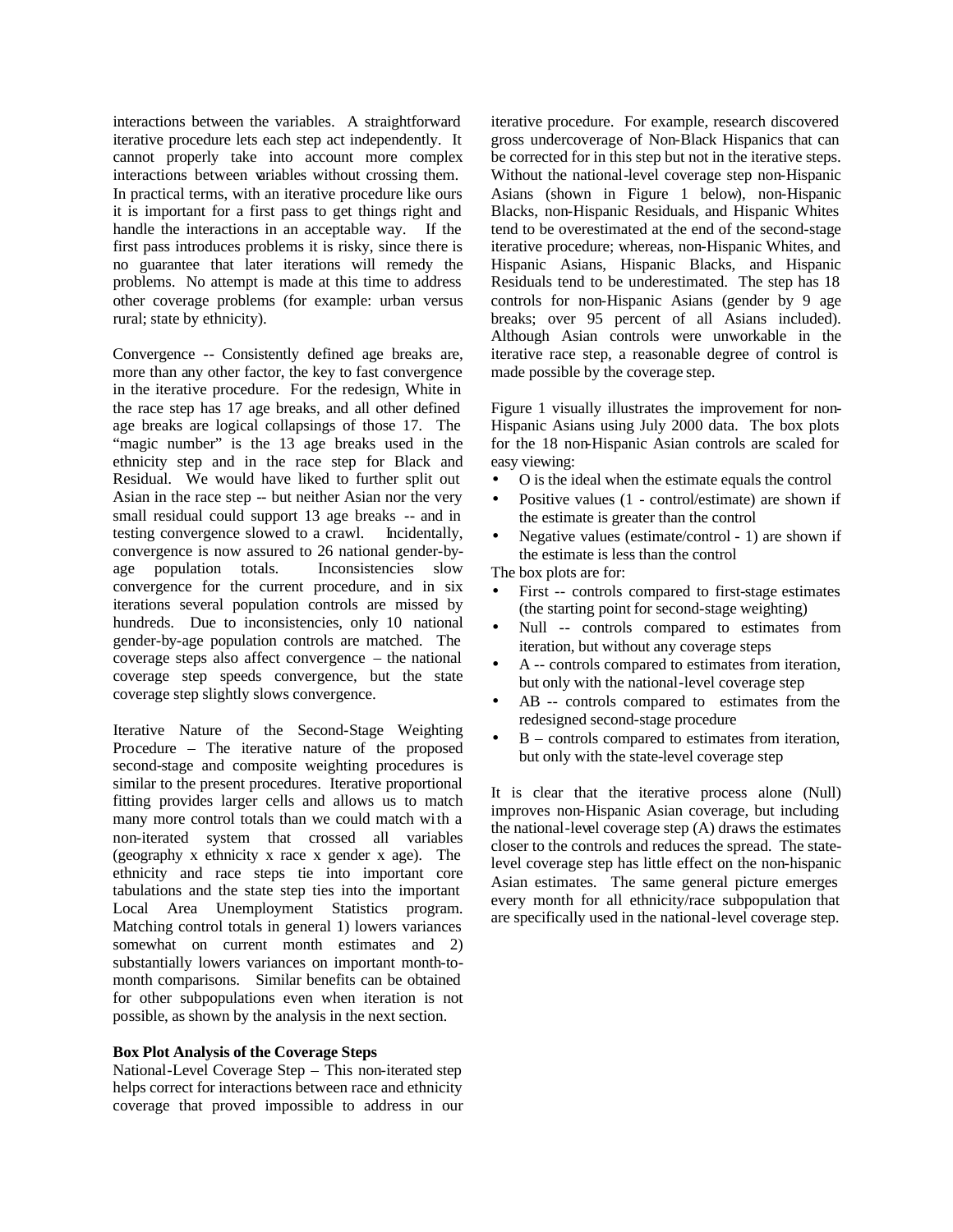interactions between the variables. A straightforward iterative procedure lets each step act independently. It cannot properly take into account more complex interactions between variables without crossing them. In practical terms, with an iterative procedure like ours it is important for a first pass to get things right and handle the interactions in an acceptable way. If the first pass introduces problems it is risky, since there is no guarantee that later iterations will remedy the problems. No attempt is made at this time to address other coverage problems (for example: urban versus rural; state by ethnicity).

Convergence -- Consistently defined age breaks are, more than any other factor, the key to fast convergence in the iterative procedure. For the redesign, White in the race step has 17 age breaks, and all other defined age breaks are logical collapsings of those 17. The "magic number" is the 13 age breaks used in the ethnicity step and in the race step for Black and Residual. We would have liked to further split out Asian in the race step -- but neither Asian nor the very small residual could support 13 age breaks -- and in testing convergence slowed to a crawl. Incidentally, convergence is now assured to 26 national gender-by-age population totals. Inconsistencies slow convergence for the current procedure, and in six iterations several population controls are missed by hundreds. Due to inconsistencies, only 10 national gender-by-age population controls are matched. The coverage steps also affect convergence – the national coverage step speeds convergence, but the state coverage step slightly slows convergence.

Iterative Nature of the Second-Stage Weighting Procedure – The iterative nature of the proposed second-stage and composite weighting procedures is similar to the present procedures. Iterative proportional fitting provides larger cells and allows us to match many more control totals than we could match with a non-iterated system that crossed all variables (geography x ethnicity x race x gender x age). The ethnicity and race steps tie into important core tabulations and the state step ties into the important Local Area Unemployment Statistics program. Matching control totals in general 1) lowers variances somewhat on current month estimates and 2) substantially lowers variances on important month-to-month comparisons. Similar benefits can be obtained for other subpopulations even when iteration is not possible, as shown by the analysis in the next section.

**Box Plot Analysis of the Coverage Steps**

National-Level Coverage Step – This non-iterated step helps correct for interactions between race and ethnicity coverage that proved impossible to address in our iterative procedure. For example, research discovered gross undercoverage of Non-Black Hispanics that can be corrected for in this step but not in the iterative steps. Without the national-level coverage step non-Hispanic Asians (shown in Figure 1 below), non-Hispanic Blacks, non-Hispanic Residuals, and Hispanic Whites tend to be overestimated at the end of the second-stage iterative procedure; whereas, non-Hispanic Whites, and Hispanic Asians, Hispanic Blacks, and Hispanic Residuals tend to be underestimated. The step has 18 controls for non-Hispanic Asians (gender by 9 age breaks; over 95 percent of all Asians included). Although Asian controls were unworkable in the iterative race step, a reasonable degree of control is made possible by the coverage step.

Figure 1 visually illustrates the improvement for non-Hispanic Asians using July 2000 data. The box plots for the 18 non-Hispanic Asian controls are scaled for easy viewing:

- O is the ideal when the estimate equals the control
- Positive values (1 - control/estimate) are shown if the estimate is greater than the control
- Negative values (estimate/control - 1) are shown if the estimate is less than the control

The box plots are for:

- First -- controls compared to first-stage estimates (the starting point for second-stage weighting)
- Null -- controls compared to estimates from iteration, but without any coverage steps
- A -- controls compared to estimates from iteration, but only with the national-level coverage step
- AB -- controls compared to estimates from the redesigned second-stage procedure
- B – controls compared to estimates from iteration, but only with the state-level coverage step

It is clear that the iterative process alone (Null) improves non-Hispanic Asian coverage, but including the national-level coverage step (A) draws the estimates closer to the controls and reduces the spread. The state-level coverage step has little effect on the non-hispanic Asian estimates. The same general picture emerges every month for all ethnicity/race subpopulation that are specifically used in the national-level coverage step.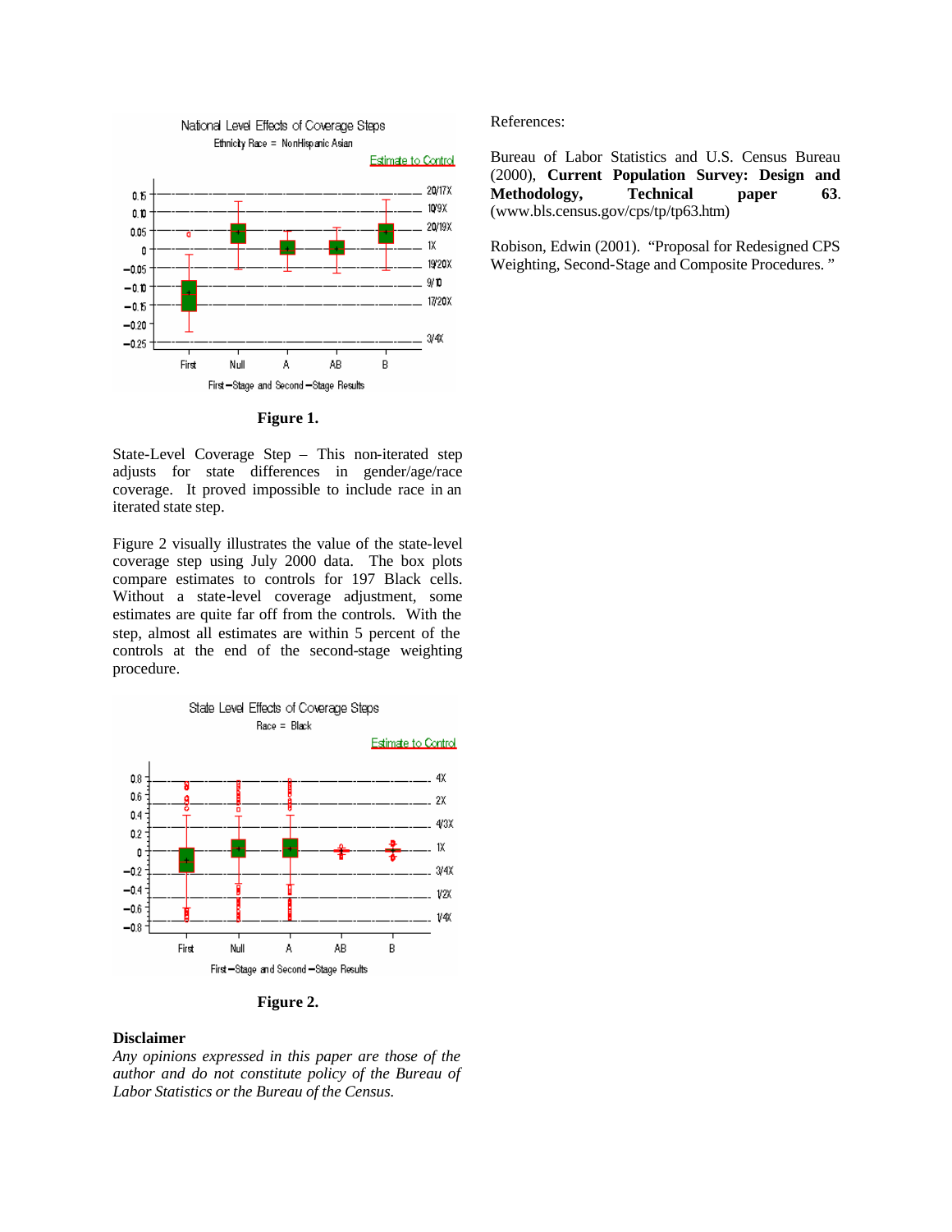National Level Effects of Coverage Steps

Ethnicity Race = NonHispanic Asian

Estimate to Control

0.15
0.10
0.05
0
−0.05
−0.10
−0.15
−0.20
−0.25

20/17X
10/9X
20/19X
1X
19/20X
9/10
17/20X
3/4X

First Null A AB B

First−Stage and Second−Stage Results

**Figure 1.**

State-Level Coverage Step – This non-iterated step adjusts for state differences in gender/age/race coverage. It proved impossible to include race in an iterated state step.

Figure 2 visually illustrates the value of the state-level coverage step using July 2000 data. The box plots compare estimates to controls for 197 Black cells. Without a state-level coverage adjustment, some estimates are quite far off from the controls. With the step, almost all estimates are within 5 percent of the controls at the end of the second-stage weighting procedure.

State Level Effects of Coverage Steps

Race = Black

Estimate to Control

0.8
0.6
0.4
0.2
0
−0.2
−0.4
−0.6
−0.8

4X
2X
4/3X
1X
3/4X
1/2X
1/4X

First Null A AB B

First−Stage and Second−Stage Results

**Figure 2.**

**Disclaimer**

*Any opinions expressed in this paper are those of the author and do not constitute policy of the Bureau of Labor Statistics or the Bureau of the Census.*

References:

Bureau of Labor Statistics and U.S. Census Bureau (2000), **Current Population Survey: Design and Methodology, Technical paper 63**. (www.bls.census.gov/cps/tp/tp63.htm)

Robison, Edwin (2001). "Proposal for Redesigned CPS Weighting, Second-Stage and Composite Procedures. "